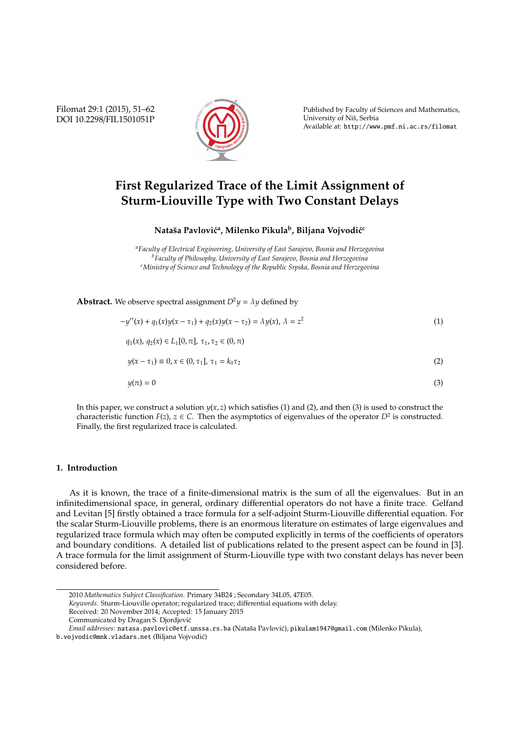# First Regularized Trace of the Limit Assignment of Sturm-Liouville Type with Two Constant Delays

**Nataša Pavlović[a], Milenko Pikula[b], Biljana Vojvodić[c]**

[a]*Faculty of Electrical Engineering, University of East Sarajevo, Bosnia and Herzegovina*
[b]*Faculty of Philosophy, University of East Sarajevo, Bosnia and Herzegovina*
[c]*Ministry of Science and Technology of the Republic Srpska, Bosnia and Herzegovina*

**Abstract.** We observe spectral assignment $D^2y = \lambda y$ defined by

$$-y''(x) + q_1(x)y(x - \tau_1) + q_2(x)y(x - \tau_2) = \lambda y(x),\ \lambda = z^2 \tag{1}$$

$$q_1(x),\ q_2(x) \in L_1[0, \pi],\ \tau_1, \tau_2 \in (0, \pi)$$

$$y(x - \tau_1) \equiv 0, x \in (0, \tau_1],\ \tau_1 = k_0\tau_2 \tag{2}$$

$$y(\pi) = 0 \tag{3}$$

In this paper, we construct a solution $y(x, z)$ which satisfies (1) and (2), and then (3) is used to construct the characteristic function $F(z)$, $z \in C$. Then the asymptotics of eigenvalues of the operator $D^2$ is constructed. Finally, the first regularized trace is calculated.

## 1. Introduction

As it is known, the trace of a finite-dimensional matrix is the sum of all the eigenvalues. But in an infinitedimensional space, in general, ordinary differential operators do not have a finite trace. Gelfand and Levitan [5] firstly obtained a trace formula for a self-adjoint Sturm-Liouville differential equation. For the scalar Sturm-Liouville problems, there is an enormous literature on estimates of large eigenvalues and regularized trace formula which may often be computed explicitly in terms of the coefficients of operators and boundary conditions. A detailed list of publications related to the present aspect can be found in [3]. A trace formula for the limit assignment of Sturm-Liouville type with two constant delays has never been considered before.

---

2010 *Mathematics Subject Classification*. Primary 34B24 ; Secondary 34L05, 47E05.

*Keywords*. Sturm-Liouville operator; regularized trace; differential equations with delay.

Received: 20 November 2014; Accepted: 15 January 2015

Communicated by Dragan S. Djordjević

*Email addresses:* natasa.pavlovic@etf.unssa.rs.ba (Nataša Pavlović), pikulam1947@gmail.com (Milenko Pikula), b.vojvodic@mnk.vladars.net (Biljana Vojvodić)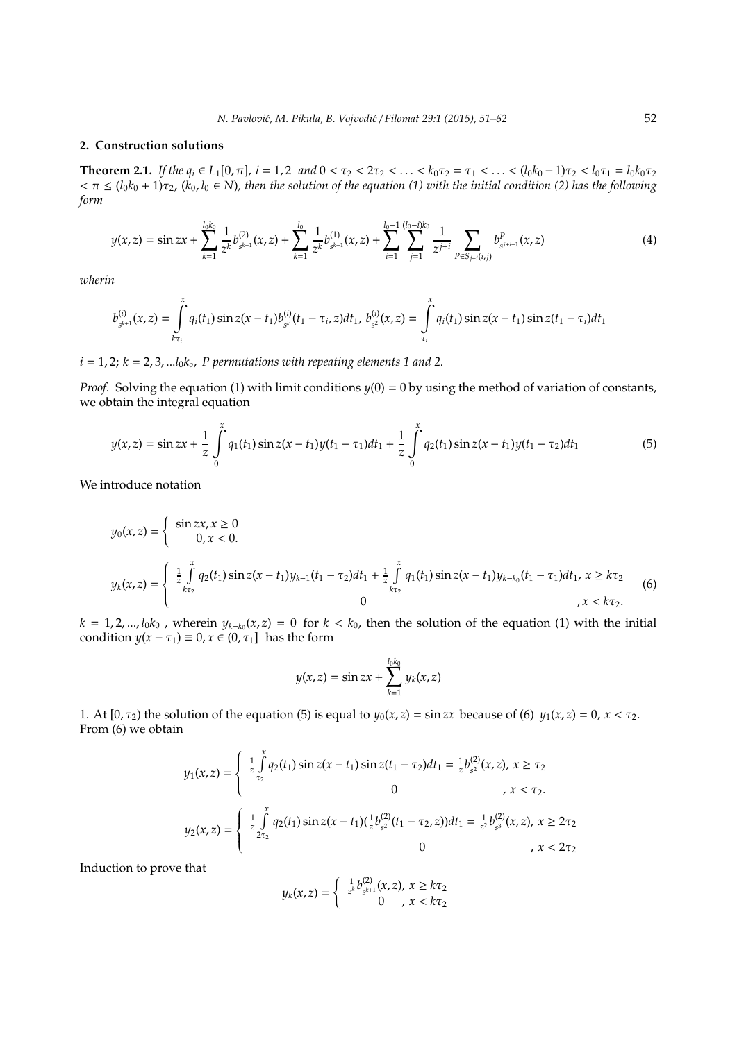## 2. Construction solutions

**Theorem 2.1.** *If the $q_i \in L_1[0,\pi]$, $i = 1,2$ and $0 < \tau_2 < 2\tau_2 < \ldots < k_0\tau_2 = \tau_1 < \ldots < (l_0k_0 - 1)\tau_2 < l_0\tau_1 = l_0k_0\tau_2 < \pi \leq (l_0k_0 + 1)\tau_2$, ($k_0, l_0 \in N$), then the solution of the equation (1) with the initial condition (2) has the following form*

$$y(x,z) = \sin zx + \sum_{k=1}^{l_0k_0} \frac{1}{z^k} b^{(2)}_{s^{k+1}}(x,z) + \sum_{k=1}^{l_0} \frac{1}{z^k} b^{(1)}_{s^{k+1}}(x,z) + \sum_{i=1}^{l_0-1} \sum_{j=1}^{(l_0-i)k_0} \frac{1}{z^{j+i}} \sum_{P \in S_{j+i}(i,j)} b^P_{s^{j+i+1}}(x,z) \tag{4}$$

*wherin*

$$b^{(i)}_{s^{k+1}}(x,z) = \int_{k\tau_i}^{x} q_i(t_1)\sin z(x-t_1) b^{(i)}_{s^k}(t_1 - \tau_i, z)dt_1,\ b^{(i)}_{s^2}(x,z) = \int_{\tau_i}^{x} q_i(t_1)\sin z(x-t_1)\sin z(t_1 - \tau_i)dt_1$$

*$i = 1,2$; $k = 2,3,...l_0k_o$, $P$ permutations with repeating elements 1 and 2.*

*Proof.* Solving the equation (1) with limit conditions $y(0) = 0$ by using the method of variation of constants, we obtain the integral equation

$$y(x,z) = \sin zx + \frac{1}{z}\int_0^x q_1(t_1)\sin z(x-t_1)y(t_1-\tau_1)dt_1 + \frac{1}{z}\int_0^x q_2(t_1)\sin z(x-t_1)y(t_1-\tau_2)dt_1 \tag{5}$$

We introduce notation

$$y_0(x,z) = \begin{cases} \sin zx, x \geq 0 \\ 0, x < 0. \end{cases}$$

$$y_k(x,z) = \begin{cases} \frac{1}{z}\int_{k\tau_2}^{x} q_2(t_1)\sin z(x-t_1)y_{k-1}(t_1-\tau_2)dt_1 + \frac{1}{z}\int_{k\tau_2}^{x} q_1(t_1)\sin z(x-t_1)y_{k-k_0}(t_1-\tau_1)dt_1,\ x \geq k\tau_2 \\ 0 \qquad ,\ x < k\tau_2. \end{cases} \tag{6}$$

$k = 1,2,...,l_0k_0$ , wherein $y_{k-k_0}(x,z) = 0$ for $k < k_0$, then the solution of the equation (1) with the initial condition $y(x - \tau_1) \equiv 0, x \in (0,\tau_1]$ has the form

$$y(x,z) = \sin zx + \sum_{k=1}^{l_0k_0} y_k(x,z)$$

1. At $[0,\tau_2)$ the solution of the equation (5) is equal to $y_0(x,z) = \sin zx$ because of (6) $y_1(x,z) = 0$, $x < \tau_2$. From (6) we obtain

$$y_1(x,z) = \begin{cases} \frac{1}{z}\int_{\tau_2}^{x} q_2(t_1)\sin z(x-t_1)\sin z(t_1-\tau_2)dt_1 = \frac{1}{z}b^{(2)}_{s^2}(x,z),\ x \geq \tau_2 \\ 0 \qquad ,\ x < \tau_2. \end{cases}$$

$$y_2(x,z) = \begin{cases} \frac{1}{z}\int_{2\tau_2}^{x} q_2(t_1)\sin z(x-t_1)(\frac{1}{z}b^{(2)}_{s^2}(t_1-\tau_2,z))dt_1 = \frac{1}{z^2}b^{(2)}_{s^3}(x,z),\ x \geq 2\tau_2 \\ 0 \qquad ,\ x < 2\tau_2 \end{cases}$$

Induction to prove that

$$y_k(x,z) = \begin{cases} \frac{1}{z^k}b^{(2)}_{s^{k+1}}(x,z),\ x \geq k\tau_2 \\ 0 \quad ,\ x < k\tau_2 \end{cases}$$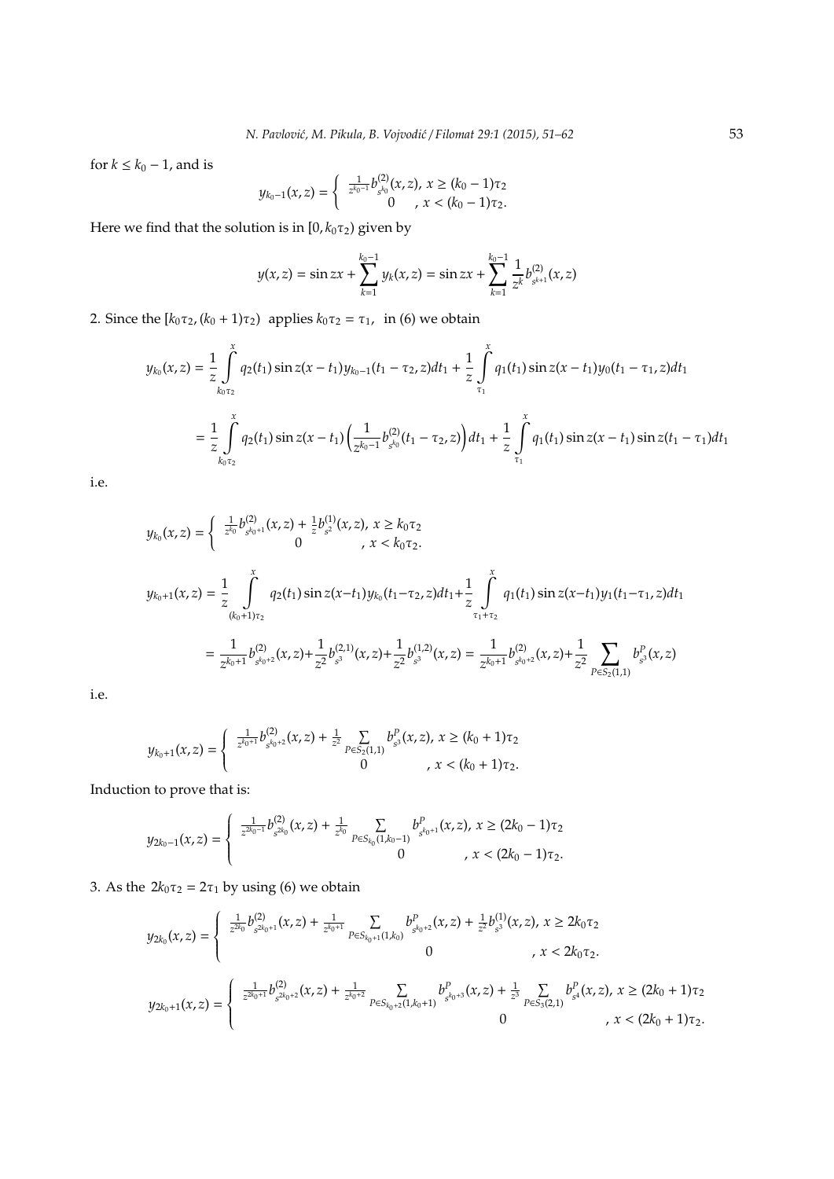for $k \leq k_0 - 1$, and is

$$y_{k_0-1}(x,z) = \begin{cases} \frac{1}{z^{k_0-1}} b^{(2)}_{s^{k_0}}(x,z), \; x \geq (k_0-1)\tau_2 \\ 0 \quad\;\; , \; x < (k_0-1)\tau_2. \end{cases}$$

Here we find that the solution is in $[0, k_0\tau_2)$ given by

$$y(x,z) = \sin zx + \sum_{k=1}^{k_0-1} y_k(x,z) = \sin zx + \sum_{k=1}^{k_0-1} \frac{1}{z^k} b^{(2)}_{s^{k+1}}(x,z)$$

2. Since the $[k_0\tau_2, (k_0+1)\tau_2)$ applies $k_0\tau_2 = \tau_1$, in (6) we obtain

$$\begin{aligned} y_{k_0}(x,z) &= \frac{1}{z} \int\limits_{k_0\tau_2}^{x} q_2(t_1) \sin z(x-t_1) y_{k_0-1}(t_1-\tau_2,z) dt_1 + \frac{1}{z} \int\limits_{\tau_1}^{x} q_1(t_1) \sin z(x-t_1) y_0(t_1-\tau_1,z) dt_1 \\ &= \frac{1}{z} \int\limits_{k_0\tau_2}^{x} q_2(t_1) \sin z(x-t_1) \left( \frac{1}{z^{k_0-1}} b^{(2)}_{s^{k_0}}(t_1-\tau_2,z) \right) dt_1 + \frac{1}{z} \int\limits_{\tau_1}^{x} q_1(t_1) \sin z(x-t_1) \sin z(t_1-\tau_1) dt_1 \end{aligned}$$

i.e.

$$y_{k_0}(x,z) = \begin{cases} \frac{1}{z^{k_0}} b^{(2)}_{s^{k_0+1}}(x,z) + \frac{1}{z} b^{(1)}_{s^2}(x,z), \; x \geq k_0\tau_2 \\ 0 \quad\quad\quad\quad\quad\quad\quad\quad\quad , \; x < k_0\tau_2. \end{cases}$$

$$\begin{aligned} y_{k_0+1}(x,z) &= \frac{1}{z} \int\limits_{(k_0+1)\tau_2}^{x} q_2(t_1) \sin z(x-t_1) y_{k_0}(t_1-\tau_2,z) dt_1 + \frac{1}{z} \int\limits_{\tau_1+\tau_2}^{x} q_1(t_1) \sin z(x-t_1) y_1(t_1-\tau_1,z) dt_1 \\ &= \frac{1}{z^{k_0+1}} b^{(2)}_{s^{k_0+2}}(x,z) + \frac{1}{z^2} b^{(2,1)}_{s^3}(x,z) + \frac{1}{z^2} b^{(1,2)}_{s^3}(x,z) = \frac{1}{z^{k_0+1}} b^{(2)}_{s^{k_0+2}}(x,z) + \frac{1}{z^2} \sum_{P \in S_2(1,1)} b^P_{s^3}(x,z) \end{aligned}$$

i.e.

$$y_{k_0+1}(x,z) = \begin{cases} \frac{1}{z^{k_0+1}} b^{(2)}_{s^{k_0+2}}(x,z) + \frac{1}{z^2} \sum\limits_{P \in S_2(1,1)} b^P_{s^3}(x,z), \; x \geq (k_0+1)\tau_2 \\ 0 \quad\quad\quad\quad\quad\quad\quad\quad\quad\quad\quad\quad , \; x < (k_0+1)\tau_2. \end{cases}$$

Induction to prove that is:

$$y_{2k_0-1}(x,z) = \begin{cases} \frac{1}{z^{2k_0-1}} b^{(2)}_{s^{2k_0}}(x,z) + \frac{1}{z^{k_0}} \sum\limits_{P \in S_{k_0}(1,k_0-1)} b^P_{s^{k_0+1}}(x,z), \; x \geq (2k_0-1)\tau_2 \\ 0 \quad\quad\quad\quad\quad\quad\quad\quad\quad\quad\quad\quad , \; x < (2k_0-1)\tau_2. \end{cases}$$

3. As the $2k_0\tau_2 = 2\tau_1$ by using (6) we obtain

$$y_{2k_0}(x,z) = \begin{cases} \frac{1}{z^{2k_0}} b^{(2)}_{s^{2k_0+1}}(x,z) + \frac{1}{z^{k_0+1}} \sum\limits_{P \in S_{k_0+1}(1,k_0)} b^P_{s^{k_0+2}}(x,z) + \frac{1}{z^2} b^{(1)}_{s^3}(x,z), \; x \geq 2k_0\tau_2 \\ 0 \quad\quad\quad\quad\quad\quad\quad\quad\quad\quad\quad\quad\quad\quad , \; x < 2k_0\tau_2. \end{cases}$$

$$y_{2k_0+1}(x,z) = \begin{cases} \frac{1}{z^{2k_0+1}} b^{(2)}_{s^{2k_0+2}}(x,z) + \frac{1}{z^{k_0+2}} \sum\limits_{P \in S_{k_0+2}(1,k_0+1)} b^P_{s^{k_0+3}}(x,z) + \frac{1}{z^3} \sum\limits_{P \in S_3(2,1)} b^P_{s^4}(x,z), \; x \geq (2k_0+1)\tau_2 \\ 0 \quad\quad\quad\quad\quad\quad\quad\quad\quad\quad\quad\quad\quad\quad\quad\quad , \; x < (2k_0+1)\tau_2. \end{cases}$$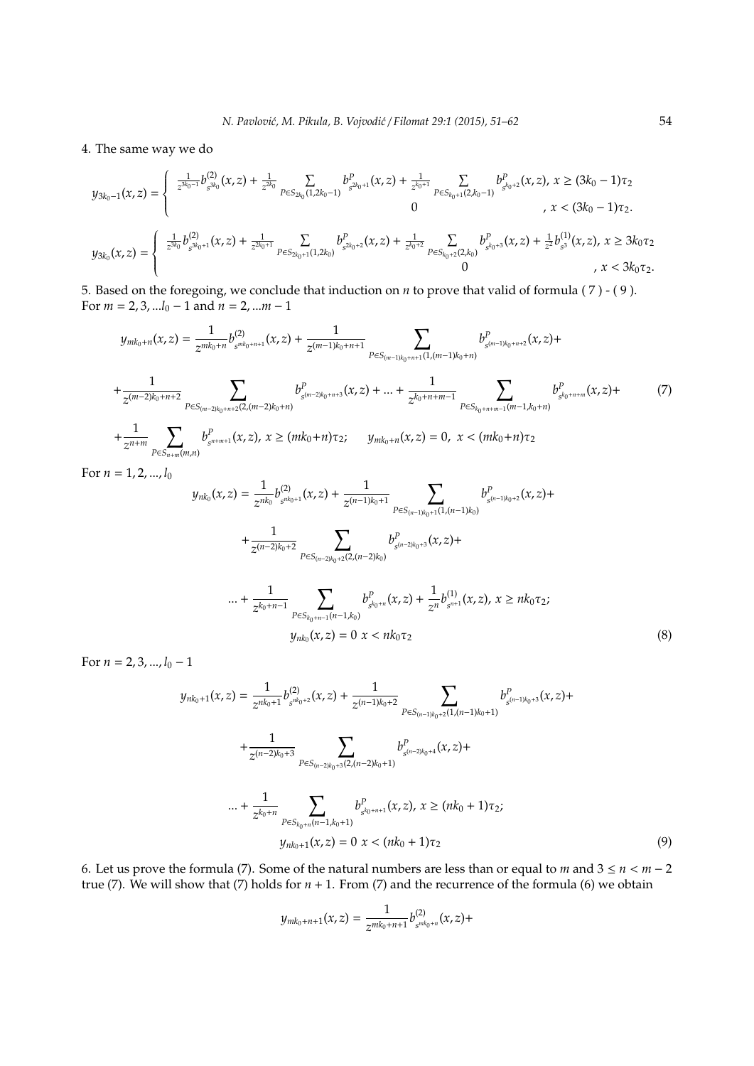4. The same way we do

$$y_{3k_0-1}(x,z)=\begin{cases} \frac{1}{z^{3k_0-1}}b^{(2)}_{s^{3k_0}}(x,z)+\frac{1}{z^{2k_0}}\sum\limits_{P\in S_{2k_0}(1,2k_0-1)} b^{P}_{s^{2k_0+1}}(x,z)+\frac{1}{z^{k_0+1}}\sum\limits_{P\in S_{k_0+1}(2,k_0-1)} b^{P}_{s^{k_0+2}}(x,z),\ x\geq (3k_0-1)\tau_2\\ 0 \qquad\qquad\qquad\qquad\qquad\qquad\qquad\qquad\qquad ,\ x<(3k_0-1)\tau_2. \end{cases}$$

$$y_{3k_0}(x,z)=\begin{cases} \frac{1}{z^{3k_0}}b^{(2)}_{s^{3k_0+1}}(x,z)+\frac{1}{z^{2k_0+1}}\sum\limits_{P\in S_{2k_0+1}(1,2k_0)} b^{P}_{s^{2k_0+2}}(x,z)+\frac{1}{z^{k_0+2}}\sum\limits_{P\in S_{k_0+2}(2,k_0)} b^{P}_{s^{k_0+3}}(x,z)+\frac{1}{z^{2}}b^{(1)}_{s^{3}}(x,z),\ x\geq 3k_0\tau_2\\ 0 \qquad\qquad\qquad\qquad\qquad\qquad\qquad\qquad\qquad ,\ x<3k_0\tau_2. \end{cases}$$

5. Based on the foregoing, we conclude that induction on $n$ to prove that valid of formula ( 7 ) - ( 9 ). For $m=2,3,...l_0-1$ and $n=2,...m-1$

$$\begin{aligned} y_{mk_0+n}(x,z) &= \frac{1}{z^{mk_0+n}}b^{(2)}_{s^{mk_0+n+1}}(x,z)+\frac{1}{z^{(m-1)k_0+n+1}}\sum_{P\in S_{(m-1)k_0+n+1}(1,(m-1)k_0+n)} b^{P}_{s^{(m-1)k_0+n+2}}(x,z)+\\ &+\frac{1}{z^{(m-2)k_0+n+2}}\sum_{P\in S_{(m-2)k_0+n+2}(2,(m-2)k_0+n)} b^{P}_{s^{(m-2)k_0+n+3}}(x,z)+...+\frac{1}{z^{k_0+n+m-1}}\sum_{P\in S_{k_0+n+m-1}(m-1,k_0+n)} b^{P}_{s^{k_0+n+m}}(x,z)+\\ &+\frac{1}{z^{n+m}}\sum_{P\in S_{n+m}(m,n)} b^{P}_{s^{n+m+1}}(x,z),\ x\geq (mk_0+n)\tau_2;\qquad y_{mk_0+n}(x,z)=0,\ x<(mk_0+n)\tau_2 \end{aligned}\tag{7}$$

For $n=1,2,...,l_0$

$$\begin{aligned} y_{nk_0}(x,z) &= \frac{1}{z^{nk_0}}b^{(2)}_{s^{nk_0+1}}(x,z)+\frac{1}{z^{(n-1)k_0+1}}\sum_{P\in S_{(n-1)k_0+1}(1,(n-1)k_0)} b^{P}_{s^{(n-1)k_0+2}}(x,z)+\\ &+\frac{1}{z^{(n-2)k_0+2}}\sum_{P\in S_{(n-2)k_0+2}(2,(n-2)k_0)} b^{P}_{s^{(n-2)k_0+3}}(x,z)+\\ &...+\frac{1}{z^{k_0+n-1}}\sum_{P\in S_{k_0+n-1}(n-1,k_0)} b^{P}_{s^{k_0+n}}(x,z)+\frac{1}{z^{n}}b^{(1)}_{s^{n+1}}(x,z),\ x\geq nk_0\tau_2;\\ &y_{nk_0}(x,z)=0\ x<nk_0\tau_2 \end{aligned}\tag{8}$$

For $n=2,3,...,l_0-1$

$$\begin{aligned} y_{nk_0+1}(x,z) &= \frac{1}{z^{nk_0+1}}b^{(2)}_{s^{nk_0+2}}(x,z)+\frac{1}{z^{(n-1)k_0+2}}\sum_{P\in S_{(n-1)k_0+2}(1,(n-1)k_0+1)} b^{P}_{s^{(n-1)k_0+3}}(x,z)+\\ &+\frac{1}{z^{(n-2)k_0+3}}\sum_{P\in S_{(n-2)k_0+3}(2,(n-2)k_0+1)} b^{P}_{s^{(n-2)k_0+4}}(x,z)+\\ &...+\frac{1}{z^{k_0+n}}\sum_{P\in S_{k_0+n}(n-1,k_0+1)} b^{P}_{s^{k_0+n+1}}(x,z),\ x\geq (nk_0+1)\tau_2;\\ &y_{nk_0+1}(x,z)=0\ x<(nk_0+1)\tau_2 \end{aligned}\tag{9}$$

6. Let us prove the formula (7). Some of the natural numbers are less than or equal to $m$ and $3\leq n<m-2$ true (7). We will show that (7) holds for $n+1$. From (7) and the recurrence of the formula (6) we obtain

$$y_{mk_0+n+1}(x,z)=\frac{1}{z^{mk_0+n+1}}b^{(2)}_{s^{mk_0+n}}(x,z)+$$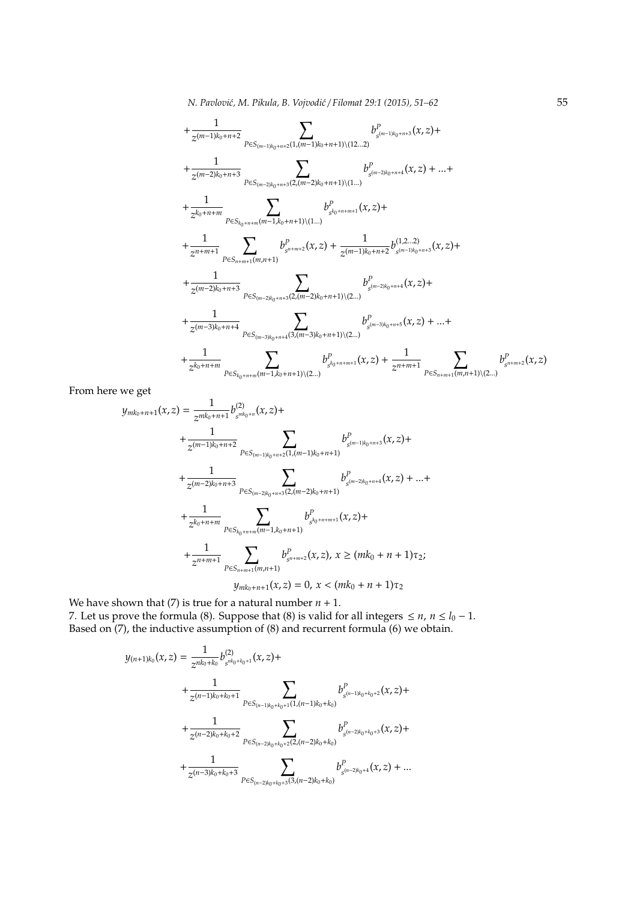$$
\begin{aligned}
&+\frac{1}{z^{(m-1)k_0+n+2}}\sum_{P\in S_{(m-1)k_0+n+2}(1,(m-1)k_0+n+1)\backslash(12\ldots2)} b^{P}_{s^{(m-1)k_0+n+3}}(x,z)+\\
&+\frac{1}{z^{(m-2)k_0+n+3}}\sum_{P\in S_{(m-2)k_0+n+3}(2,(m-2)k_0+n+1)\backslash(1\ldots)} b^{P}_{s^{(m-2)k_0+n+4}}(x,z)+\ldots+\\
&+\frac{1}{z^{k_0+n+m}}\sum_{P\in S_{k_0+n+m}(m-1,k_0+n+1)\backslash(1\ldots)} b^{P}_{s^{k_0+n+m+1}}(x,z)+\\
&+\frac{1}{z^{n+m+1}}\sum_{P\in S_{n+m+1}(m,n+1)} b^{P}_{s^{n+m+2}}(x,z)+\frac{1}{z^{(m-1)k_0+n+2}}b^{(1,2\ldots2)}_{s^{(m-1)k_0+n+3}}(x,z)+\\
&+\frac{1}{z^{(m-2)k_0+n+3}}\sum_{P\in S_{(m-2)k_0+n+3}(2,(m-2)k_0+n+1)\backslash(2\ldots)} b^{P}_{s^{(m-2)k_0+n+4}}(x,z)+\\
&+\frac{1}{z^{(m-3)k_0+n+4}}\sum_{P\in S_{(m-3)k_0+n+4}(3,(m-3)k_0+n+1)\backslash(2\ldots)} b^{P}_{s^{(m-3)k_0+n+5}}(x,z)+\ldots+\\
&+\frac{1}{z^{k_0+n+m}}\sum_{P\in S_{k_0+n+m}(m-1,k_0+n+1)\backslash(2\ldots)} b^{P}_{s^{k_0+n+m+1}}(x,z)+\frac{1}{z^{n+m+1}}\sum_{P\in S_{n+m+1}(m,n+1)\backslash(2\ldots)} b^{P}_{s^{n+m+2}}(x,z)
\end{aligned}
$$

From here we get

$$
\begin{aligned}
y_{mk_0+n+1}(x,z)=&\frac{1}{z^{mk_0+n+1}}b^{(2)}_{s^{mk_0+n}}(x,z)+\\
&+\frac{1}{z^{(m-1)k_0+n+2}}\sum_{P\in S_{(m-1)k_0+n+2}(1,(m-1)k_0+n+1)} b^{P}_{s^{(m-1)k_0+n+3}}(x,z)+\\
&+\frac{1}{z^{(m-2)k_0+n+3}}\sum_{P\in S_{(m-2)k_0+n+3}(2,(m-2)k_0+n+1)} b^{P}_{s^{(m-2)k_0+n+4}}(x,z)+\ldots+\\
&+\frac{1}{z^{k_0+n+m}}\sum_{P\in S_{k_0+n+m}(m-1,k_0+n+1)} b^{P}_{s^{k_0+n+m+1}}(x,z)+\\
&+\frac{1}{z^{n+m+1}}\sum_{P\in S_{n+m+1}(m,n+1)} b^{P}_{s^{n+m+2}}(x,z),\ x\geq(mk_0+n+1)\tau_2;\\
&y_{mk_0+n+1}(x,z)=0,\ x<(mk_0+n+1)\tau_2
\end{aligned}
$$

We have shown that (7) is true for a natural number $n+1$.

7. Let us prove the formula (8). Suppose that (8) is valid for all integers $\leq n$, $n\leq l_0-1$.
Based on (7), the inductive assumption of (8) and recurrent formula (6) we obtain.

$$
\begin{aligned}
y_{(n+1)k_0}(x,z)=&\frac{1}{z^{nk_0+k_0}}b^{(2)}_{s^{nk_0+k_0+1}}(x,z)+\\
&+\frac{1}{z^{(n-1)k_0+k_0+1}}\sum_{P\in S_{(n-1)k_0+k_0+1}(1,(n-1)k_0+k_0)} b^{P}_{s^{(n-1)k_0+k_0+2}}(x,z)+\\
&+\frac{1}{z^{(n-2)k_0+k_0+2}}\sum_{P\in S_{(n-2)k_0+k_0+2}(2,(n-2)k_0+k_0)} b^{P}_{s^{(n-2)k_0+k_0+3}}(x,z)+\\
&+\frac{1}{z^{(n-3)k_0+k_0+3}}\sum_{P\in S_{(n-2)k_0+k_0+3}(3,(n-2)k_0+k_0)} b^{P}_{s^{(n-2)k_0+4}}(x,z)+\ldots
\end{aligned}
$$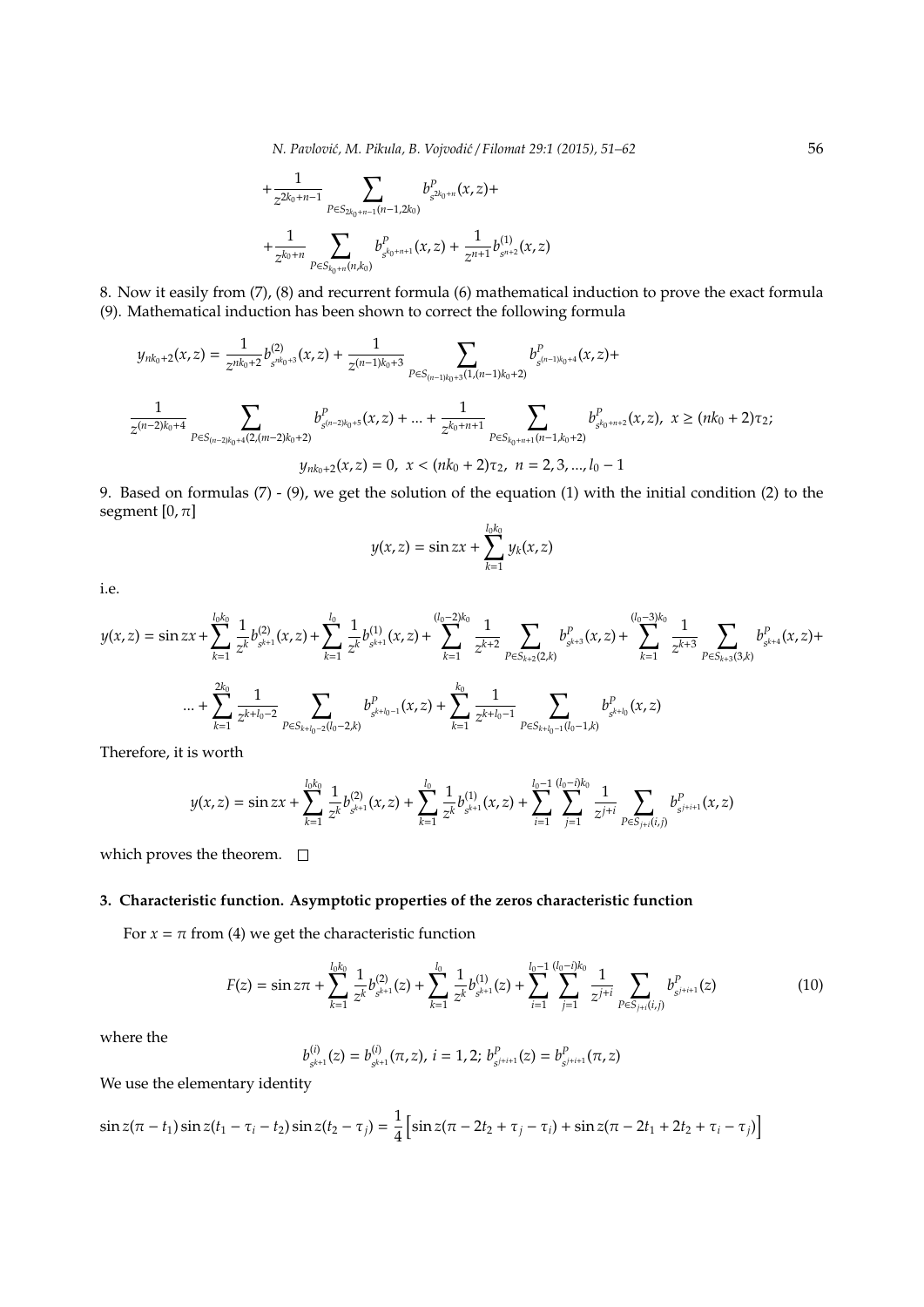$$+\frac{1}{z^{2k_0+n-1}}\sum_{P\in S_{2k_0+n-1}(n-1,2k_0)} b^P_{s^{2k_0+n}}(x,z)+$$

$$+\frac{1}{z^{k_0+n}}\sum_{P\in S_{k_0+n}(n,k_0)} b^P_{s^{k_0+n+1}}(x,z)+\frac{1}{z^{n+1}}b^{(1)}_{s^{n+2}}(x,z)$$

8. Now it easily from (7), (8) and recurrent formula (6) mathematical induction to prove the exact formula (9). Mathematical induction has been shown to correct the following formula

$$y_{nk_0+2}(x,z)=\frac{1}{z^{nk_0+2}}b^{(2)}_{s^{nk_0+3}}(x,z)+\frac{1}{z^{(n-1)k_0+3}}\sum_{P\in S_{(n-1)k_0+3}(1,(n-1)k_0+2)} b^P_{s^{(n-1)k_0+4}}(x,z)+$$

$$\frac{1}{z^{(n-2)k_0+4}}\sum_{P\in S_{(n-2)k_0+4}(2,(m-2)k_0+2)} b^P_{s^{(n-2)k_0+5}}(x,z)+\ldots+\frac{1}{z^{k_0+n+1}}\sum_{P\in S_{k_0+n+1}(n-1,k_0+2)} b^P_{s^{k_0+n+2}}(x,z),\ x\geq(nk_0+2)\tau_2;$$

$$y_{nk_0+2}(x,z)=0,\ x<(nk_0+2)\tau_2,\ n=2,3,\ldots,l_0-1$$

9. Based on formulas (7) - (9), we get the solution of the equation (1) with the initial condition (2) to the segment $[0,\pi]$

$$y(x,z)=\sin zx+\sum_{k=1}^{l_0k_0} y_k(x,z)$$

i.e.

$$y(x,z)=\sin zx+\sum_{k=1}^{l_0k_0}\frac{1}{z^k}b^{(2)}_{s^{k+1}}(x,z)+\sum_{k=1}^{l_0}\frac{1}{z^k}b^{(1)}_{s^{k+1}}(x,z)+\sum_{k=1}^{(l_0-2)k_0}\frac{1}{z^{k+2}}\sum_{P\in S_{k+2}(2,k)} b^P_{s^{k+3}}(x,z)+\sum_{k=1}^{(l_0-3)k_0}\frac{1}{z^{k+3}}\sum_{P\in S_{k+3}(3,k)} b^P_{s^{k+4}}(x,z)+$$

$$\ldots+\sum_{k=1}^{2k_0}\frac{1}{z^{k+l_0-2}}\sum_{P\in S_{k+l_0-2}(l_0-2,k)} b^P_{s^{k+l_0-1}}(x,z)+\sum_{k=1}^{k_0}\frac{1}{z^{k+l_0-1}}\sum_{P\in S_{k+l_0-1}(l_0-1,k)} b^P_{s^{k+l_0}}(x,z)$$

Therefore, it is worth

$$y(x,z)=\sin zx+\sum_{k=1}^{l_0k_0}\frac{1}{z^k}b^{(2)}_{s^{k+1}}(x,z)+\sum_{k=1}^{l_0}\frac{1}{z^k}b^{(1)}_{s^{k+1}}(x,z)+\sum_{i=1}^{l_0-1}\sum_{j=1}^{(l_0-i)k_0}\frac{1}{z^{j+i}}\sum_{P\in S_{j+i}(i,j)} b^P_{s^{j+i+1}}(x,z)$$

which proves the theorem. □

### 3. Characteristic function. Asymptotic properties of the zeros characteristic function

For $x=\pi$ from (4) we get the characteristic function

$$F(z)=\sin z\pi+\sum_{k=1}^{l_0k_0}\frac{1}{z^k}b^{(2)}_{s^{k+1}}(z)+\sum_{k=1}^{l_0}\frac{1}{z^k}b^{(1)}_{s^{k+1}}(z)+\sum_{i=1}^{l_0-1}\sum_{j=1}^{(l_0-i)k_0}\frac{1}{z^{j+i}}\sum_{P\in S_{j+i}(i,j)} b^P_{s^{j+i+1}}(z) \tag{10}$$

where the

$$b^{(i)}_{s^{k+1}}(z)=b^{(i)}_{s^{k+1}}(\pi,z),\ i=1,2;\ b^P_{s^{j+i+1}}(z)=b^P_{s^{j+i+1}}(\pi,z)$$

We use the elementary identity

$$\sin z(\pi-t_1)\sin z(t_1-\tau_i-t_2)\sin z(t_2-\tau_j)=\frac{1}{4}\Big[\sin z(\pi-2t_2+\tau_j-\tau_i)+\sin z(\pi-2t_1+2t_2+\tau_i-\tau_j)\Big]$$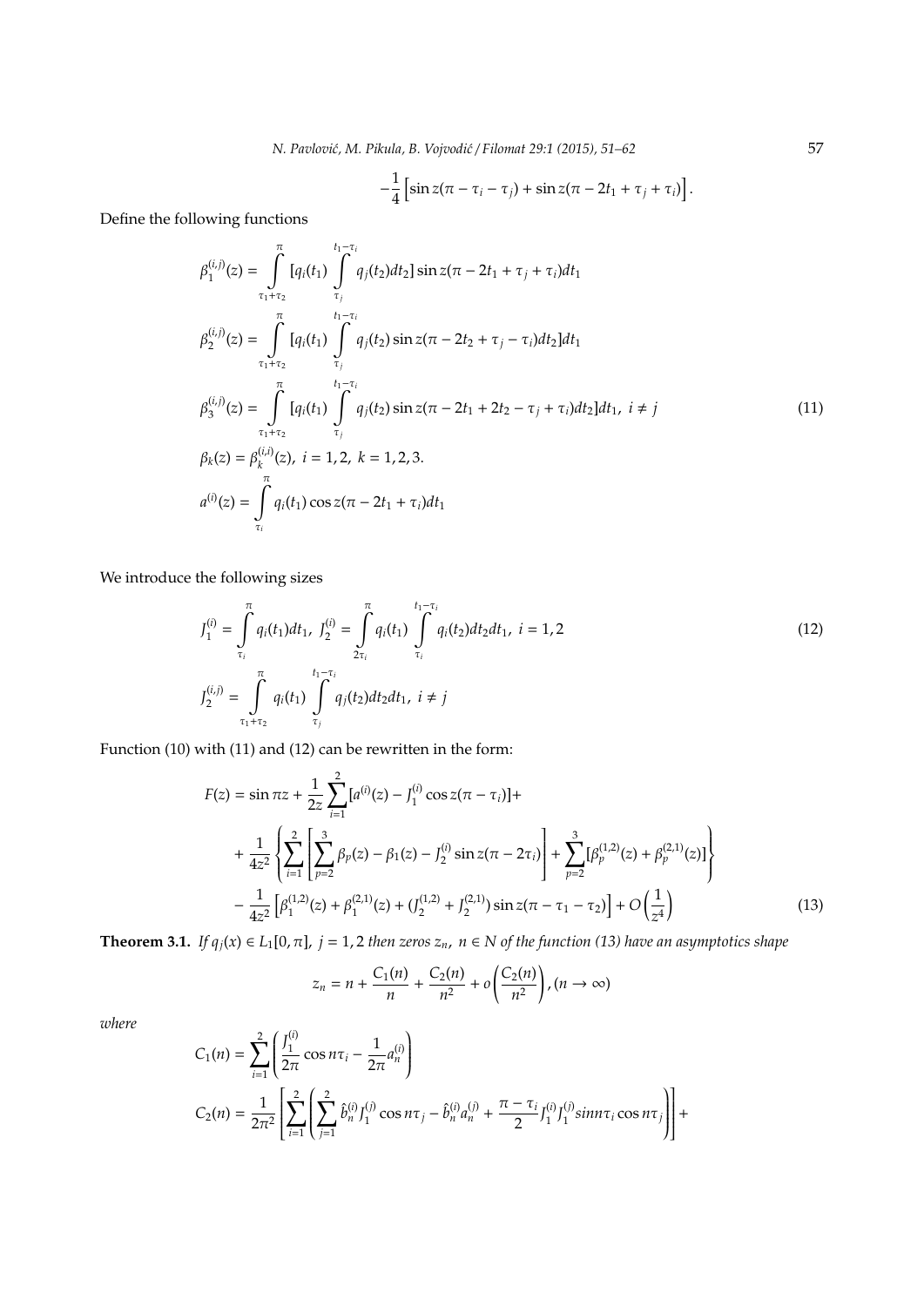$$-\frac{1}{4}\left[\sin z(\pi - \tau_i - \tau_j) + \sin z(\pi - 2t_1 + \tau_j + \tau_i)\right].$$

Define the following functions

$$
\begin{aligned}
\beta_1^{(i,j)}(z) &= \int_{\tau_1+\tau_2}^{\pi} [q_i(t_1) \int_{\tau_j}^{t_1-\tau_i} q_j(t_2)dt_2] \sin z(\pi - 2t_1 + \tau_j + \tau_i)dt_1 \\
\beta_2^{(i,j)}(z) &= \int_{\tau_1+\tau_2}^{\pi} [q_i(t_1) \int_{\tau_j}^{t_1-\tau_i} q_j(t_2) \sin z(\pi - 2t_2 + \tau_j - \tau_i)dt_2]dt_1 \\
\beta_3^{(i,j)}(z) &= \int_{\tau_1+\tau_2}^{\pi} [q_i(t_1) \int_{\tau_j}^{t_1-\tau_i} q_j(t_2) \sin z(\pi - 2t_1 + 2t_2 - \tau_j + \tau_i)dt_2]dt_1, \ i \neq j \qquad (11)\\
\beta_k(z) &= \beta_k^{(i,i)}(z), \ i = 1, 2, \ k = 1, 2, 3. \\
a^{(i)}(z) &= \int_{\tau_i}^{\pi} q_i(t_1) \cos z(\pi - 2t_1 + \tau_i)dt_1
\end{aligned}
$$

We introduce the following sizes

$$
\begin{aligned}
J_1^{(i)} &= \int_{\tau_i}^{\pi} q_i(t_1)dt_1, \ J_2^{(i)} = \int_{2\tau_i}^{\pi} q_i(t_1) \int_{\tau_i}^{t_1-\tau_i} q_i(t_2)dt_2dt_1, \ i = 1, 2 \qquad (12)\\
J_2^{(i,j)} &= \int_{\tau_1+\tau_2}^{\pi} q_i(t_1) \int_{\tau_j}^{t_1-\tau_i} q_j(t_2)dt_2dt_1, \ i \neq j
\end{aligned}
$$

Function (10) with (11) and (12) can be rewritten in the form:

$$
\begin{aligned}
F(z) &= \sin \pi z + \frac{1}{2z} \sum_{i=1}^{2} [a^{(i)}(z) - J_1^{(i)} \cos z(\pi - \tau_i)] + \\
&+ \frac{1}{4z^2} \left\{ \sum_{i=1}^{2} \left[ \sum_{p=2}^{3} \beta_p(z) - \beta_1(z) - J_2^{(i)} \sin z(\pi - 2\tau_i) \right] + \sum_{p=2}^{3} [\beta_p^{(1,2)}(z) + \beta_p^{(2,1)}(z)] \right\} \\
&- \frac{1}{4z^2} \left[ \beta_1^{(1,2)}(z) + \beta_1^{(2,1)}(z) + (J_2^{(1,2)} + J_2^{(2,1)}) \sin z(\pi - \tau_1 - \tau_2) \right] + O\left(\frac{1}{z^4}\right) \qquad (13)
\end{aligned}
$$

**Theorem 3.1.** *If $q_j(x) \in L_1[0, \pi]$, $j = 1, 2$ then zeros $z_n$, $n \in N$ of the function (13) have an asymptotics shape*

$$z_n = n + \frac{C_1(n)}{n} + \frac{C_2(n)}{n^2} + o\left(\frac{C_2(n)}{n^2}\right), (n \to \infty)$$

*where*

$$
\begin{aligned}
C_1(n) &= \sum_{i=1}^{2} \left( \frac{J_1^{(i)}}{2\pi} \cos n\tau_i - \frac{1}{2\pi} a_n^{(i)} \right) \\
C_2(n) &= \frac{1}{2\pi^2} \left[ \sum_{i=1}^{2} \left( \sum_{j=1}^{2} \hat{b}_n^{(i)} J_1^{(j)} \cos n\tau_j - \hat{b}_n^{(i)} a_n^{(j)} + \frac{\pi - \tau_i}{2} J_1^{(i)} J_1^{(j)} sinn\tau_i \cos n\tau_j \right) \right] +
\end{aligned}
$$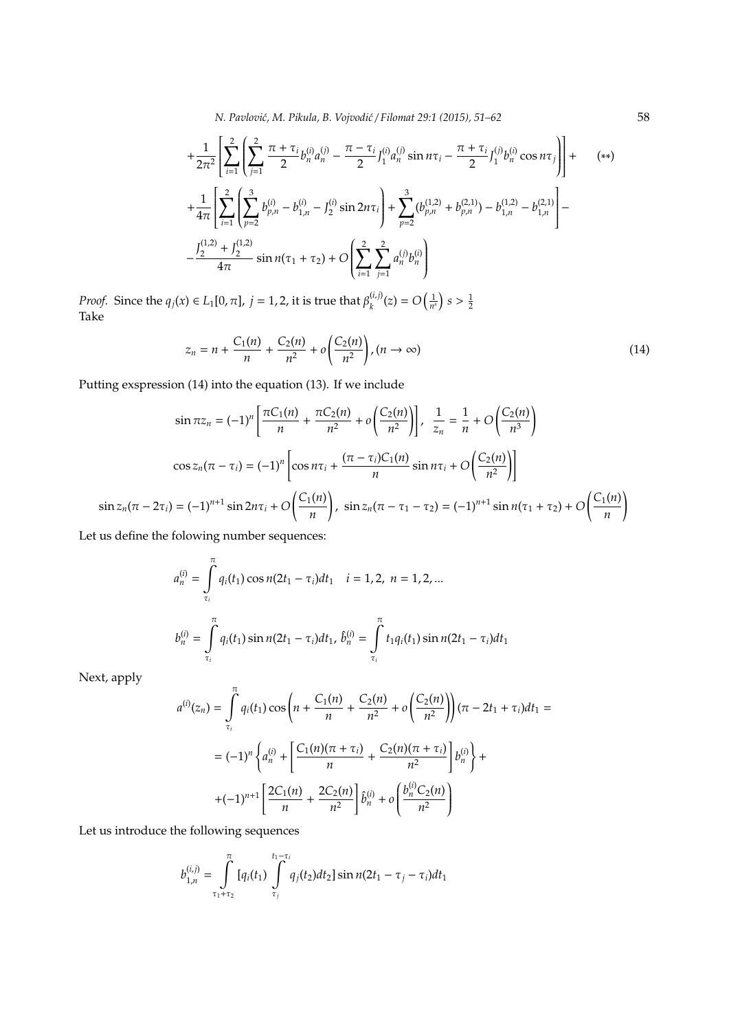$$+\frac{1}{2\pi^2}\left[\sum_{i=1}^{2}\left(\sum_{j=1}^{2}\frac{\pi+\tau_i}{2}b_n^{(i)}a_n^{(j)}-\frac{\pi-\tau_i}{2}J_1^{(i)}a_n^{(j)}\sin n\tau_i-\frac{\pi+\tau_i}{2}J_1^{(j)}b_n^{(i)}\cos n\tau_j\right)\right]+ \qquad (**)$$

$$+\frac{1}{4\pi}\left[\sum_{i=1}^{2}\left(\sum_{p=2}^{3}b_{p,n}^{(i)}-b_{1,n}^{(i)}-J_2^{(i)}\sin 2n\tau_i\right)+\sum_{p=2}^{3}(b_{p,n}^{(1,2)}+b_{p,n}^{(2,1)})-b_{1,n}^{(1,2)}-b_{1,n}^{(2,1)}\right]-$$

$$-\frac{J_2^{(1,2)}+J_2^{(1,2)}}{4\pi}\sin n(\tau_1+\tau_2)+O\left(\sum_{i=1}^{2}\sum_{j=1}^{2}a_n^{(j)}b_n^{(i)}\right)$$

*Proof.* Since the $q_j(x)\in L_1[0,\pi]$, $j=1,2$, it is true that $\beta_k^{(i,j)}(z)=O\left(\frac{1}{n^s}\right)$ $s>\frac{1}{2}$
Take

$$z_n=n+\frac{C_1(n)}{n}+\frac{C_2(n)}{n^2}+o\left(\frac{C_2(n)}{n^2}\right),(n\to\infty) \tag{14}$$

Putting exspression (14) into the equation (13). If we include

$$\sin\pi z_n=(-1)^n\left[\frac{\pi C_1(n)}{n}+\frac{\pi C_2(n)}{n^2}+o\left(\frac{C_2(n)}{n^2}\right)\right],\ \ \frac{1}{z_n}=\frac{1}{n}+O\left(\frac{C_2(n)}{n^3}\right)$$

$$\cos z_n(\pi-\tau_i)=(-1)^n\left[\cos n\tau_i+\frac{(\pi-\tau_i)C_1(n)}{n}\sin n\tau_i+O\left(\frac{C_2(n)}{n^2}\right)\right]$$

$$\sin z_n(\pi-2\tau_i)=(-1)^{n+1}\sin 2n\tau_i+O\left(\frac{C_1(n)}{n}\right),\ \ \sin z_n(\pi-\tau_1-\tau_2)=(-1)^{n+1}\sin n(\tau_1+\tau_2)+O\left(\frac{C_1(n)}{n}\right)$$

Let us define the folowing number sequences:

$$a_n^{(i)}=\int_{\tau_i}^{\pi}q_i(t_1)\cos n(2t_1-\tau_i)dt_1 \quad i=1,2,\ n=1,2,...$$

$$b_n^{(i)}=\int_{\tau_i}^{\pi}q_i(t_1)\sin n(2t_1-\tau_i)dt_1,\ \hat{b}_n^{(i)}=\int_{\tau_i}^{\pi}t_1q_i(t_1)\sin n(2t_1-\tau_i)dt_1$$

Next, apply

$$a^{(i)}(z_n)=\int_{\tau_i}^{\pi}q_i(t_1)\cos\left(n+\frac{C_1(n)}{n}+\frac{C_2(n)}{n^2}+o\left(\frac{C_2(n)}{n^2}\right)\right)(\pi-2t_1+\tau_i)dt_1=$$

$$=(-1)^n\left\{a_n^{(i)}+\left[\frac{C_1(n)(\pi+\tau_i)}{n}+\frac{C_2(n)(\pi+\tau_i)}{n^2}\right]b_n^{(i)}\right\}+$$

$$+(-1)^{n+1}\left[\frac{2C_1(n)}{n}+\frac{2C_2(n)}{n^2}\right]\hat{b}_n^{(i)}+o\left(\frac{b_n^{(i)}C_2(n)}{n^2}\right)$$

Let us introduce the following sequences

$$b_{1,n}^{(i,j)}=\int_{\tau_1+\tau_2}^{\pi}[q_i(t_1)\int_{\tau_j}^{t_1-\tau_i}q_j(t_2)dt_2]\sin n(2t_1-\tau_j-\tau_i)dt_1$$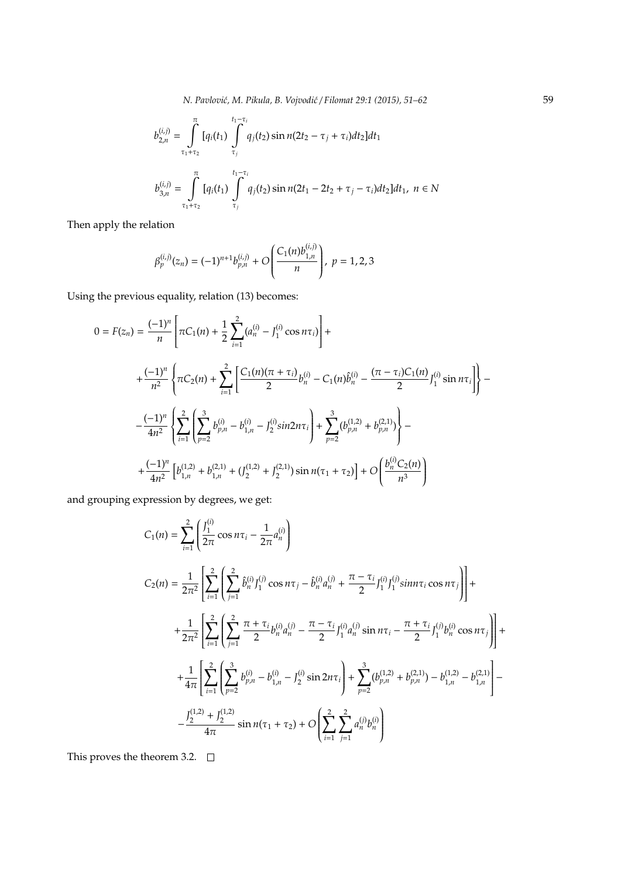$$b_{2,n}^{(i,j)} = \int_{\tau_1+\tau_2}^{\pi} [q_i(t_1) \int_{\tau_j}^{t_1-\tau_i} q_j(t_2) \sin n(2t_2 - \tau_j + \tau_i) dt_2] dt_1$$

$$b_{3,n}^{(i,j)} = \int_{\tau_1+\tau_2}^{\pi} [q_i(t_1) \int_{\tau_j}^{t_1-\tau_i} q_j(t_2) \sin n(2t_1 - 2t_2 + \tau_j - \tau_i) dt_2] dt_1, \ n \in N$$

Then apply the relation

$$\beta_p^{(i,j)}(z_n) = (-1)^{n+1} b_{p,n}^{(i,j)} + O\left(\frac{C_1(n) b_{1,n}^{(i,j)}}{n}\right), \ p = 1, 2, 3$$

Using the previous equality, relation (13) becomes:

$$\begin{aligned}
0 = F(z_n) = {} & \frac{(-1)^n}{n} \left[ \pi C_1(n) + \frac{1}{2} \sum_{i=1}^{2} (a_n^{(i)} - J_1^{(i)} \cos n\tau_i) \right] + \\
& + \frac{(-1)^n}{n^2} \left\{ \pi C_2(n) + \sum_{i=1}^{2} \left[ \frac{C_1(n)(\pi + \tau_i)}{2} b_n^{(i)} - C_1(n) \hat{b}_n^{(i)} - \frac{(\pi - \tau_i) C_1(n)}{2} J_1^{(i)} \sin n\tau_i \right] \right\} - \\
& - \frac{(-1)^n}{4n^2} \left\{ \sum_{i=1}^{2} \left( \sum_{p=2}^{3} b_{p,n}^{(i)} - b_{1,n}^{(i)} - J_2^{(i)} sin 2n\tau_i \right) + \sum_{p=2}^{3} (b_{p,n}^{(1,2)} + b_{p,n}^{(2,1)}) \right\} - \\
& + \frac{(-1)^n}{4n^2} \left[ b_{1,n}^{(1,2)} + b_{1,n}^{(2,1)} + (J_2^{(1,2)} + J_2^{(2,1)}) \sin n(\tau_1 + \tau_2) \right] + O\left( \frac{b_n^{(i)} C_2(n)}{n^3} \right)
\end{aligned}$$

and grouping expression by degrees, we get:

$$C_1(n) = \sum_{i=1}^{2} \left( \frac{J_1^{(i)}}{2\pi} \cos n\tau_i - \frac{1}{2\pi} a_n^{(i)} \right)$$

$$\begin{aligned}
C_2(n) = {} & \frac{1}{2\pi^2} \left[ \sum_{i=1}^{2} \left( \sum_{j=1}^{2} \hat{b}_n^{(i)} J_1^{(j)} \cos n\tau_j - \hat{b}_n^{(i)} a_n^{(j)} + \frac{\pi - \tau_i}{2} J_1^{(i)} J_1^{(j)} sin n\tau_i \cos n\tau_j \right) \right] + \\
& + \frac{1}{2\pi^2} \left[ \sum_{i=1}^{2} \left( \sum_{j=1}^{2} \frac{\pi + \tau_i}{2} b_n^{(i)} a_n^{(j)} - \frac{\pi - \tau_i}{2} J_1^{(i)} a_n^{(j)} \sin n\tau_i - \frac{\pi + \tau_i}{2} J_1^{(j)} b_n^{(i)} \cos n\tau_j \right) \right] + \\
& + \frac{1}{4\pi} \left[ \sum_{i=1}^{2} \left( \sum_{p=2}^{3} b_{p,n}^{(i)} - b_{1,n}^{(i)} - J_2^{(i)} \sin 2n\tau_i \right) + \sum_{p=2}^{3} (b_{p,n}^{(1,2)} + b_{p,n}^{(2,1)}) - b_{1,n}^{(1,2)} - b_{1,n}^{(2,1)} \right] - \\
& - \frac{J_2^{(1,2)} + J_2^{(1,2)}}{4\pi} \sin n(\tau_1 + \tau_2) + O\left( \sum_{i=1}^{2} \sum_{j=1}^{2} a_n^{(j)} b_n^{(i)} \right)
\end{aligned}$$

This proves the theorem 3.2. □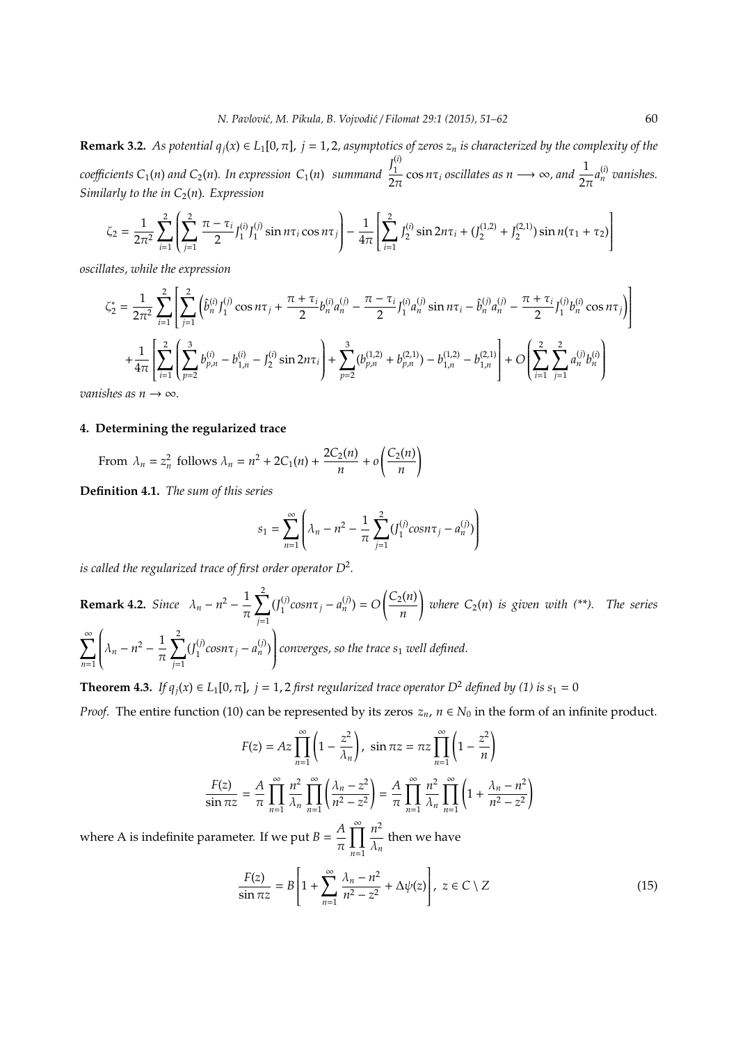**Remark 3.2.** *As potential $q_j(x) \in L_1[0,\pi]$, $j=1,2$, asymptotics of zeros $z_n$ is characterized by the complexity of the coefficients $C_1(n)$ and $C_2(n)$. In expression $C_1(n)$ summand $\frac{J_1^{(i)}}{2\pi}\cos n\tau_i$ oscillates as $n \longrightarrow \infty$, and $\frac{1}{2\pi}a_n^{(i)}$ vanishes. Similarly to the in $C_2(n)$. Expression*

$$\zeta_2 = \frac{1}{2\pi^2}\sum_{i=1}^{2}\left(\sum_{j=1}^{2}\frac{\pi-\tau_i}{2}J_1^{(i)}J_1^{(j)}\sin n\tau_i\cos n\tau_j\right) - \frac{1}{4\pi}\left[\sum_{i=1}^{2}J_2^{(i)}\sin 2n\tau_i + (J_2^{(1,2)}+J_2^{(2,1)})\sin n(\tau_1+\tau_2)\right]$$

*oscillates, while the expression*

$$\zeta_2^* = \frac{1}{2\pi^2}\sum_{i=1}^{2}\left[\sum_{j=1}^{2}\left(\hat{b}_n^{(i)}J_1^{(j)}\cos n\tau_j + \frac{\pi+\tau_i}{2}b_n^{(i)}a_n^{(j)} - \frac{\pi-\tau_i}{2}J_1^{(i)}a_n^{(j)}\sin n\tau_i - \hat{b}_n^{(j)}a_n^{(j)} - \frac{\pi+\tau_i}{2}J_1^{(j)}b_n^{(i)}\cos n\tau_j\right)\right]$$
$$+\frac{1}{4\pi}\left[\sum_{i=1}^{2}\left(\sum_{p=2}^{3}b_{p,n}^{(i)} - b_{1,n}^{(i)} - J_2^{(i)}\sin 2n\tau_i\right) + \sum_{p=2}^{3}(b_{p,n}^{(1,2)}+b_{p,n}^{(2,1)}) - b_{1,n}^{(1,2)} - b_{1,n}^{(2,1)}\right] + O\left(\sum_{i=1}^{2}\sum_{j=1}^{2}a_n^{(j)}b_n^{(i)}\right)$$

*vanishes as $n \to \infty$.*

## 4. Determining the regularized trace

From $\lambda_n = z_n^2$ follows $\lambda_n = n^2 + 2C_1(n) + \frac{2C_2(n)}{n} + o\left(\frac{C_2(n)}{n}\right)$

**Definition 4.1.** *The sum of this series*

$$s_1 = \sum_{n=1}^{\infty}\left(\lambda_n - n^2 - \frac{1}{\pi}\sum_{j=1}^{2}(J_1^{(j)}cosn\tau_j - a_n^{(j)})\right)$$

*is called the regularized trace of first order operator $D^2$.*

**Remark 4.2.** *Since $\lambda_n - n^2 - \frac{1}{\pi}\sum_{j=1}^{2}(J_1^{(j)}cosn\tau_j - a_n^{(j)}) = O\left(\frac{C_2(n)}{n}\right)$ where $C_2(n)$ is given with (\*\*). The series $\sum_{n=1}^{\infty}\left(\lambda_n - n^2 - \frac{1}{\pi}\sum_{j=1}^{2}(J_1^{(j)}cosn\tau_j - a_n^{(j)})\right)$ converges, so the trace $s_1$ well defined.*

**Theorem 4.3.** *If $q_j(x) \in L_1[0,\pi]$, $j=1,2$ first regularized trace operator $D^2$ defined by (1) is $s_1 = 0$*

*Proof.* The entire function (10) can be represented by its zeros $z_n$, $n \in N_0$ in the form of an infinite product.

$$F(z) = Az\prod_{n=1}^{\infty}\left(1-\frac{z^2}{\lambda_n}\right),\ \sin\pi z = \pi z\prod_{n=1}^{\infty}\left(1-\frac{z^2}{n}\right)$$

$$\frac{F(z)}{\sin\pi z} = \frac{A}{\pi}\prod_{n=1}^{\infty}\frac{n^2}{\lambda_n}\prod_{n=1}^{\infty}\left(\frac{\lambda_n - z^2}{n^2-z^2}\right) = \frac{A}{\pi}\prod_{n=1}^{\infty}\frac{n^2}{\lambda_n}\prod_{n=1}^{\infty}\left(1+\frac{\lambda_n-n^2}{n^2-z^2}\right)$$

where A is indefinite parameter. If we put $B = \frac{A}{\pi}\prod_{n=1}^{\infty}\frac{n^2}{\lambda_n}$ then we have

$$\frac{F(z)}{\sin\pi z} = B\left[1+\sum_{n=1}^{\infty}\frac{\lambda_n-n^2}{n^2-z^2} + \Delta\psi(z)\right],\ z \in C \setminus Z \tag{15}$$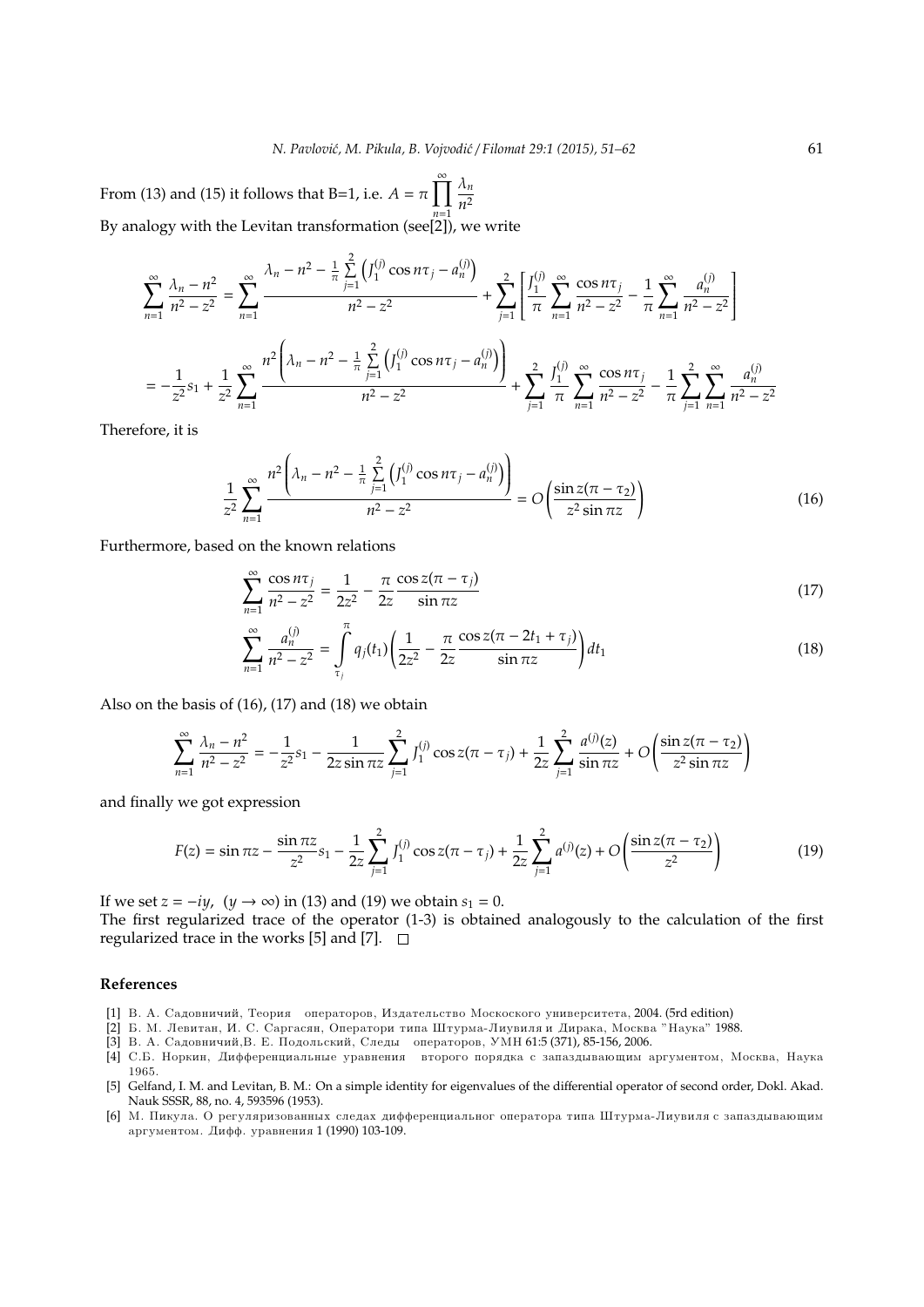From (13) and (15) it follows that B=1, i.e. $A = \pi \prod_{n=1}^{\infty} \frac{\lambda_n}{n^2}$

By analogy with the Levitan transformation (see[2]), we write

$$
\sum_{n=1}^{\infty} \frac{\lambda_n - n^2}{n^2 - z^2} = \sum_{n=1}^{\infty} \frac{\lambda_n - n^2 - \frac{1}{\pi}\sum\limits_{j=1}^{2}\left(J_1^{(j)} \cos n\tau_j - a_n^{(j)}\right)}{n^2 - z^2} + \sum_{j=1}^{2}\left[\frac{J_1^{(j)}}{\pi}\sum_{n=1}^{\infty}\frac{\cos n\tau_j}{n^2 - z^2} - \frac{1}{\pi}\sum_{n=1}^{\infty}\frac{a_n^{(j)}}{n^2 - z^2}\right]
$$

$$
= -\frac{1}{z^2}s_1 + \frac{1}{z^2}\sum_{n=1}^{\infty}\frac{n^2\left(\lambda_n - n^2 - \frac{1}{\pi}\sum\limits_{j=1}^{2}\left(J_1^{(j)}\cos n\tau_j - a_n^{(j)}\right)\right)}{n^2 - z^2} + \sum_{j=1}^{2}\frac{J_1^{(j)}}{\pi}\sum_{n=1}^{\infty}\frac{\cos n\tau_j}{n^2 - z^2} - \frac{1}{\pi}\sum_{j=1}^{2}\sum_{n=1}^{\infty}\frac{a_n^{(j)}}{n^2 - z^2}
$$

Therefore, it is

$$
\frac{1}{z^2}\sum_{n=1}^{\infty}\frac{n^2\left(\lambda_n - n^2 - \frac{1}{\pi}\sum\limits_{j=1}^{2}\left(J_1^{(j)}\cos n\tau_j - a_n^{(j)}\right)\right)}{n^2 - z^2} = O\left(\frac{\sin z(\pi - \tau_2)}{z^2 \sin \pi z}\right) \tag{16}
$$

Furthermore, based on the known relations

$$
\sum_{n=1}^{\infty}\frac{\cos n\tau_j}{n^2 - z^2} = \frac{1}{2z^2} - \frac{\pi}{2z}\frac{\cos z(\pi - \tau_j)}{\sin \pi z} \tag{17}
$$

$$
\sum_{n=1}^{\infty}\frac{a_n^{(j)}}{n^2 - z^2} = \int_{\tau_j}^{\pi} q_j(t_1)\left(\frac{1}{2z^2} - \frac{\pi}{2z}\frac{\cos z(\pi - 2t_1 + \tau_j)}{\sin \pi z}\right)dt_1 \tag{18}
$$

Also on the basis of (16), (17) and (18) we obtain

$$
\sum_{n=1}^{\infty}\frac{\lambda_n - n^2}{n^2 - z^2} = -\frac{1}{z^2}s_1 - \frac{1}{2z \sin \pi z}\sum_{j=1}^{2} J_1^{(j)}\cos z(\pi - \tau_j) + \frac{1}{2z}\sum_{j=1}^{2}\frac{a^{(j)}(z)}{\sin \pi z} + O\left(\frac{\sin z(\pi - \tau_2)}{z^2 \sin \pi z}\right)
$$

and finally we got expression

$$
F(z) = \sin \pi z - \frac{\sin \pi z}{z^2}s_1 - \frac{1}{2z}\sum_{j=1}^{2} J_1^{(j)}\cos z(\pi - \tau_j) + \frac{1}{2z}\sum_{j=1}^{2} a^{(j)}(z) + O\left(\frac{\sin z(\pi - \tau_2)}{z^2}\right) \tag{19}
$$

If we set $z = -iy$, $(y \to \infty)$ in (13) and (19) we obtain $s_1 = 0$.

The first regularized trace of the operator (1-3) is obtained analogously to the calculation of the first regularized trace in the works [5] and [7]. □

## References

[1] В. А. Садовничий, Теория операторов, Издательство Москоского университета, 2004. (5rd edition)

[2] Б. М. Левитан, И. С. Саргасян, Операторы типа Штурма-Лиувиля и Дирака, Москва "Наука" 1988.

[3] В. А. Садовничий,В. Е. Подольский, Следы операторов, УМН 61:5 (371), 85-156, 2006.

[4] С.Б. Норкин, Дифференциальные уравнения второго порядка с запаздывающим аргументом, Москва, Наука 1965.

[5] Gelfand, I. M. and Levitan, B. M.: On a simple identity for eigenvalues of the differential operator of second order, Dokl. Akad. Nauk SSSR, 88, no. 4, 593596 (1953).

[6] М. Пикула. О регуляризованных следах дифференциальног оператора типа Штурма-Лиувиля с запаздывающим аргументом. Дифф. уравнения 1 (1990) 103-109.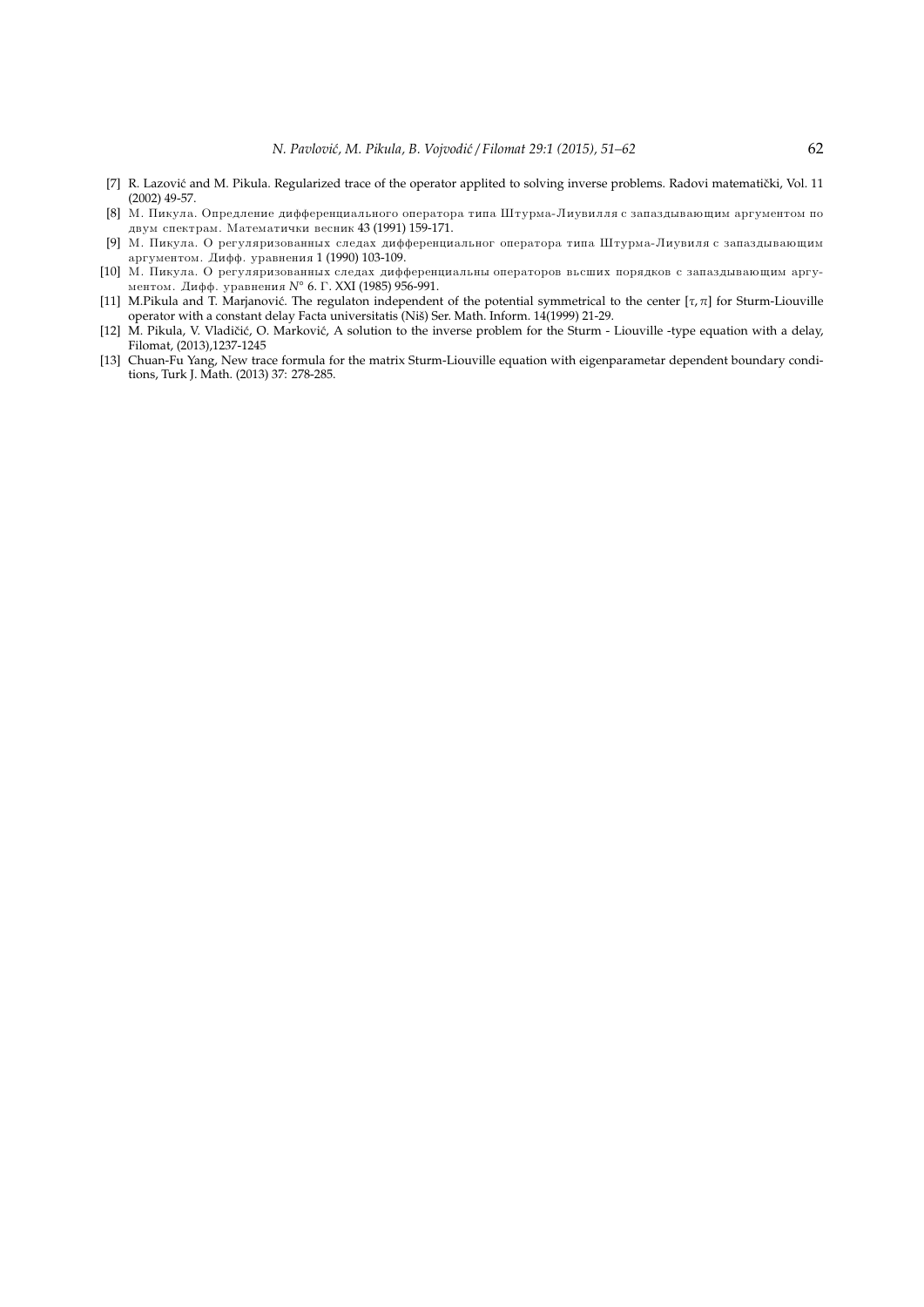[7] R. Lazović and M. Pikula. Regularized trace of the operator applited to solving inverse problems. Radovi matematički, Vol. 11 (2002) 49-57.

[8] М. Пикула. Опредление дифференциального оператора типа Штурма-Лиувилля с запаздывающим аргументом по двум спектрам. Математички весник 43 (1991) 159-171.

[9] М. Пикула. О регуляризованных следах дифференциальног оператора типа Штурма-Лиувиля с запаздывающим аргументом. Дифф. уравнения 1 (1990) 103-109.

[10] М. Пикула. О регуляризованных следах дифференциальны операторов въсших порядков с запаздывающим аргументом. Дифф. уравнения $N^{\circ}$ 6. Г. XXI (1985) 956-991.

[11] M.Pikula and T. Marjanović. The regulaton independent of the potential symmetrical to the center $[\tau, \pi]$ for Sturm-Liouville operator with a constant delay Facta universitatis (Niš) Ser. Math. Inform. 14(1999) 21-29.

[12] M. Pikula, V. Vladičić, O. Marković, A solution to the inverse problem for the Sturm - Liouville -type equation with a delay, Filomat, (2013),1237-1245

[13] Chuan-Fu Yang, New trace formula for the matrix Sturm-Liouville equation with eigenparametar dependent boundary conditions, Turk J. Math. (2013) 37: 278-285.